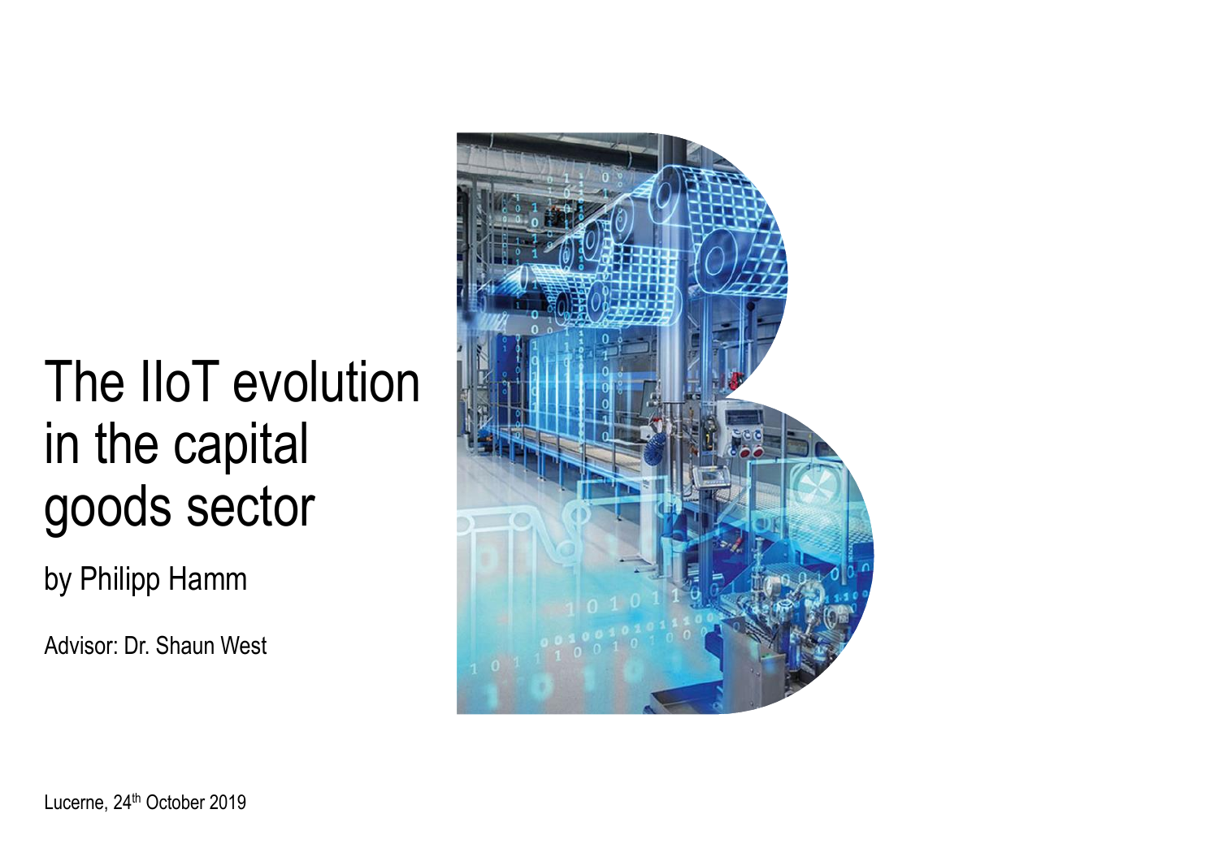# The IIoT evolution in the capital goods sector

by Philipp Hamm

Advisor: Dr. Shaun West

Lucerne, 24th October 2019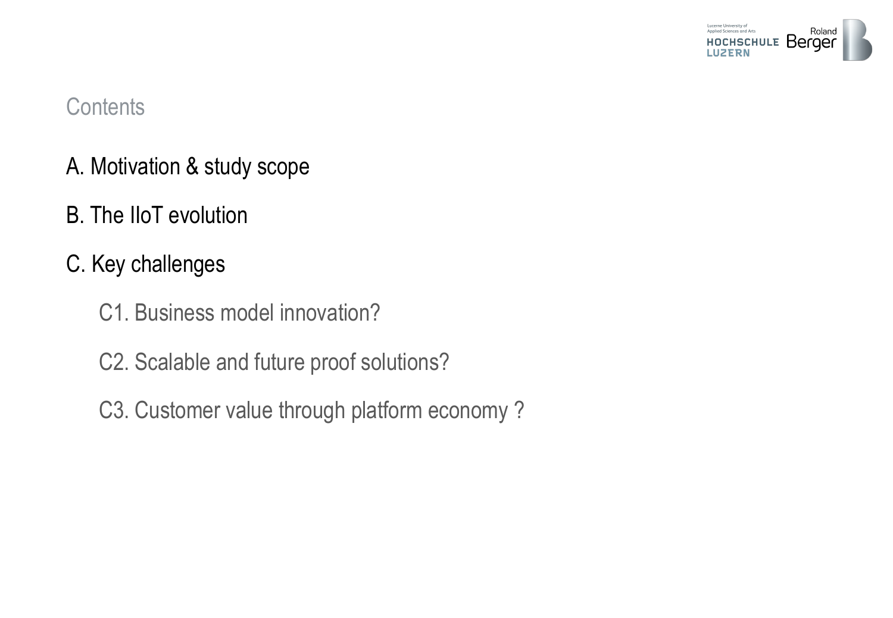# Contents

A. Motivation & study scope

B. The IIoT evolution

C. Key challenges

- C1. Business model innovation?
- C2. Scalable and future proof solutions?
- C3. Customer value through platform economy ?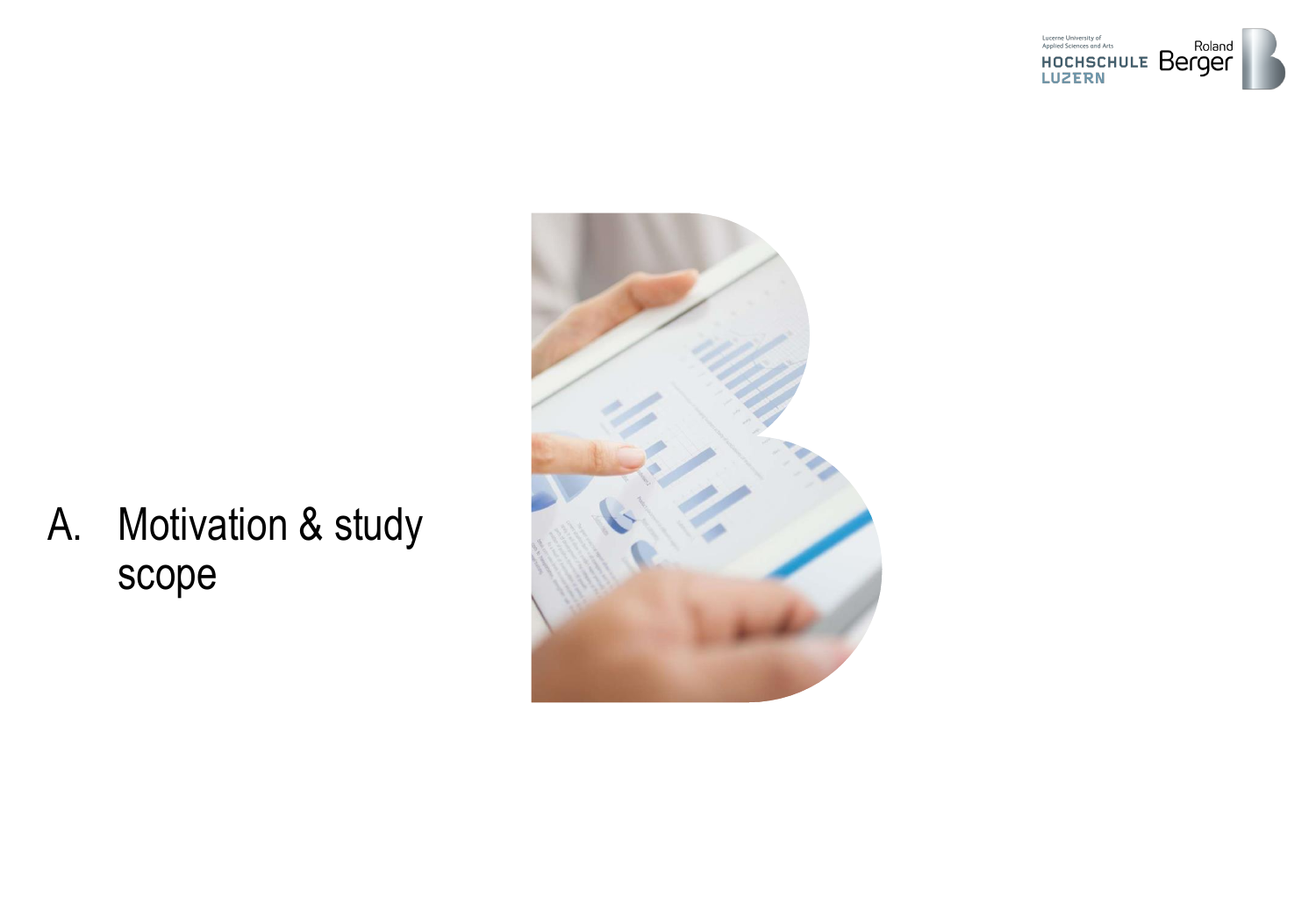# A. Motivation & study scope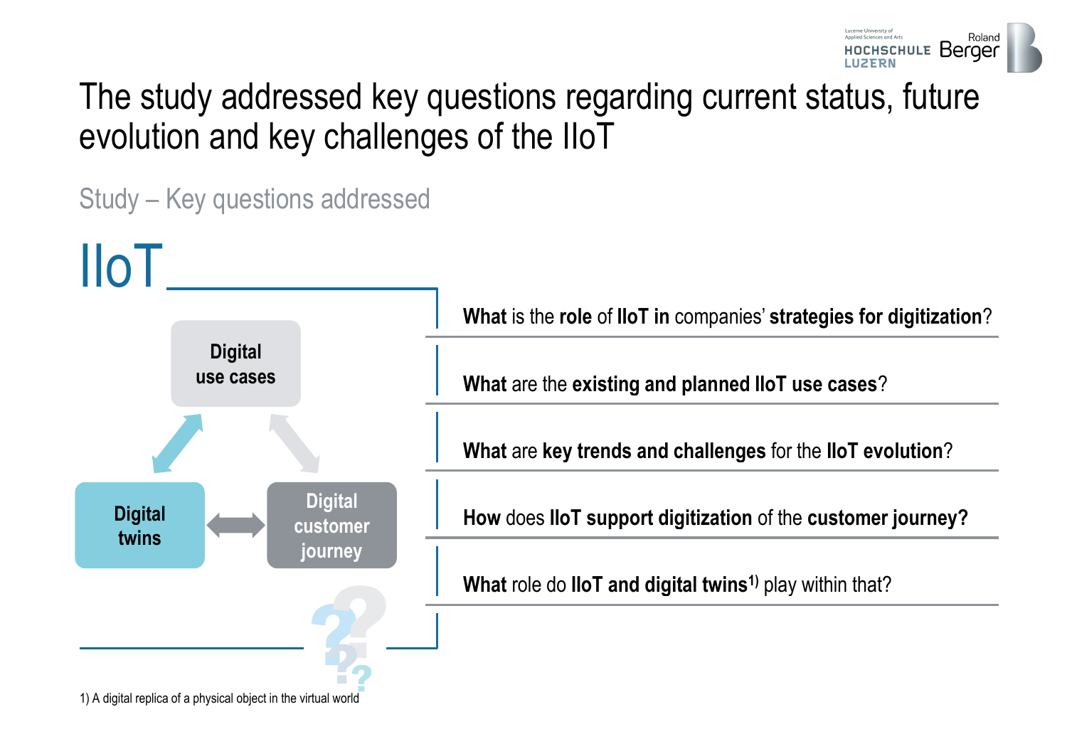# The study addressed key questions regarding current status, future evolution and key challenges of the IIoT

## Study – Key questions addressed

**IIoT**

Digital use cases

Digital twins

Digital customer journey

- **What** is the **role** of **IIoT in** companies' **strategies for digitization**?
- **What** are the **existing and planned IIoT use cases**?
- **What** are **key trends and challenges** for the **IIoT evolution**?
- **How** does **IIoT support digitization** of the **customer journey?**
- **What** role do **IIoT and digital twins**[1] play within that?

1) A digital replica of a physical object in the virtual world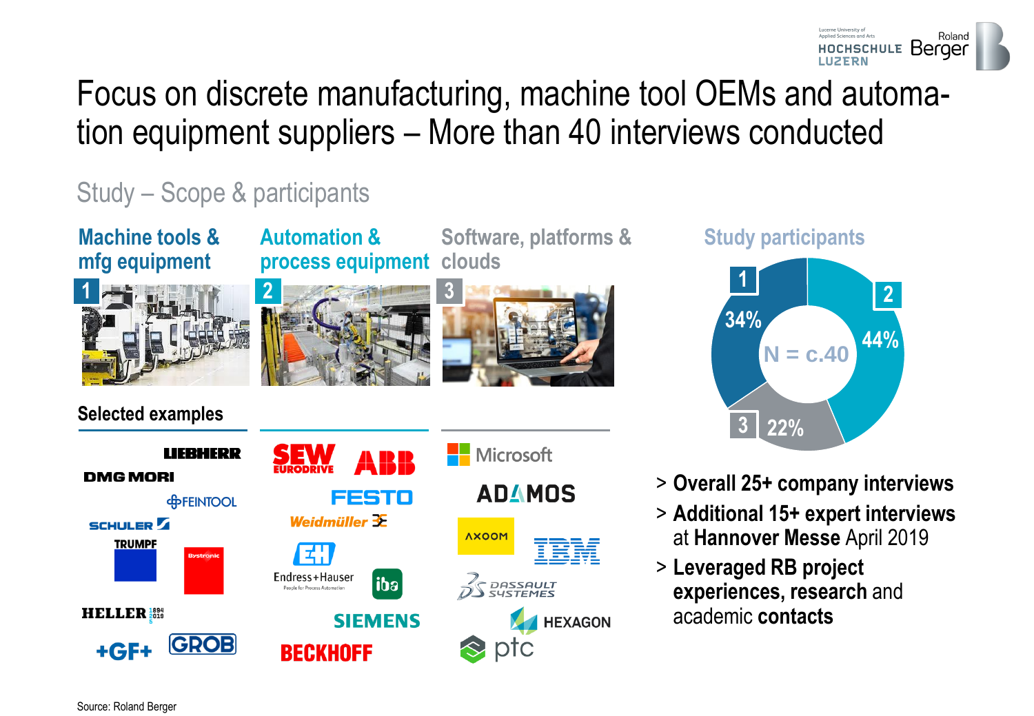# Focus on discrete manufacturing, machine tool OEMs and automation equipment suppliers – More than 40 interviews conducted

## Study – Scope & participants

**1 Machine tools & mfg equipment**

**2 Automation & process equipment**

**3 Software, platforms & clouds**

**Selected examples**

| Machine tools & mfg equipment | Automation & process equipment | Software, platforms & clouds |
|---|---|---|
| Liebherr | SEW Eurodrive | Microsoft |
| DMG Mori | ABB | ADAMOS |
| Feintool | Festo | Axoom |
| Schuler | Weidmüller | IBM |
| Trumpf | Endress+Hauser | Dassault Systèmes |
| Bystronic | iba | Hexagon |
| Heller | Siemens | ptc |
| +GF+ | Beckhoff | |
| Grob | | |

**Study participants**

N = c.40

- 1: 34%
- 2: 44%
- 3: 22%

> **Overall 25+ company interviews**

> **Additional 15+ expert interviews** at **Hannover Messe** April 2019

> **Leveraged RB project experiences, research** and academic **contacts**

Source: Roland Berger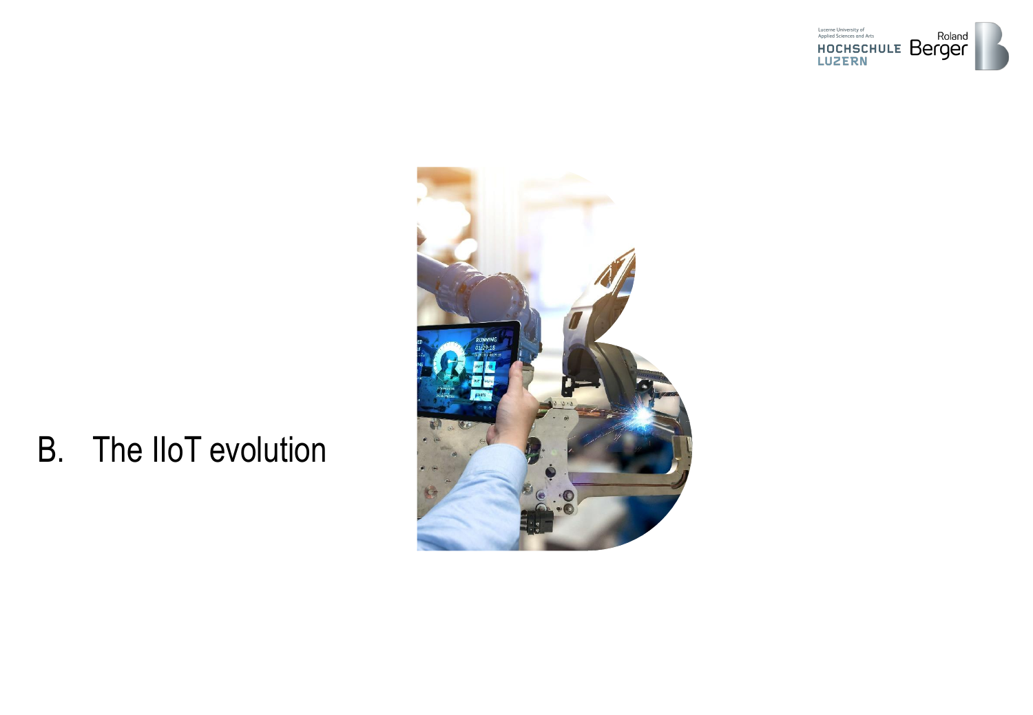# B. The IIoT evolution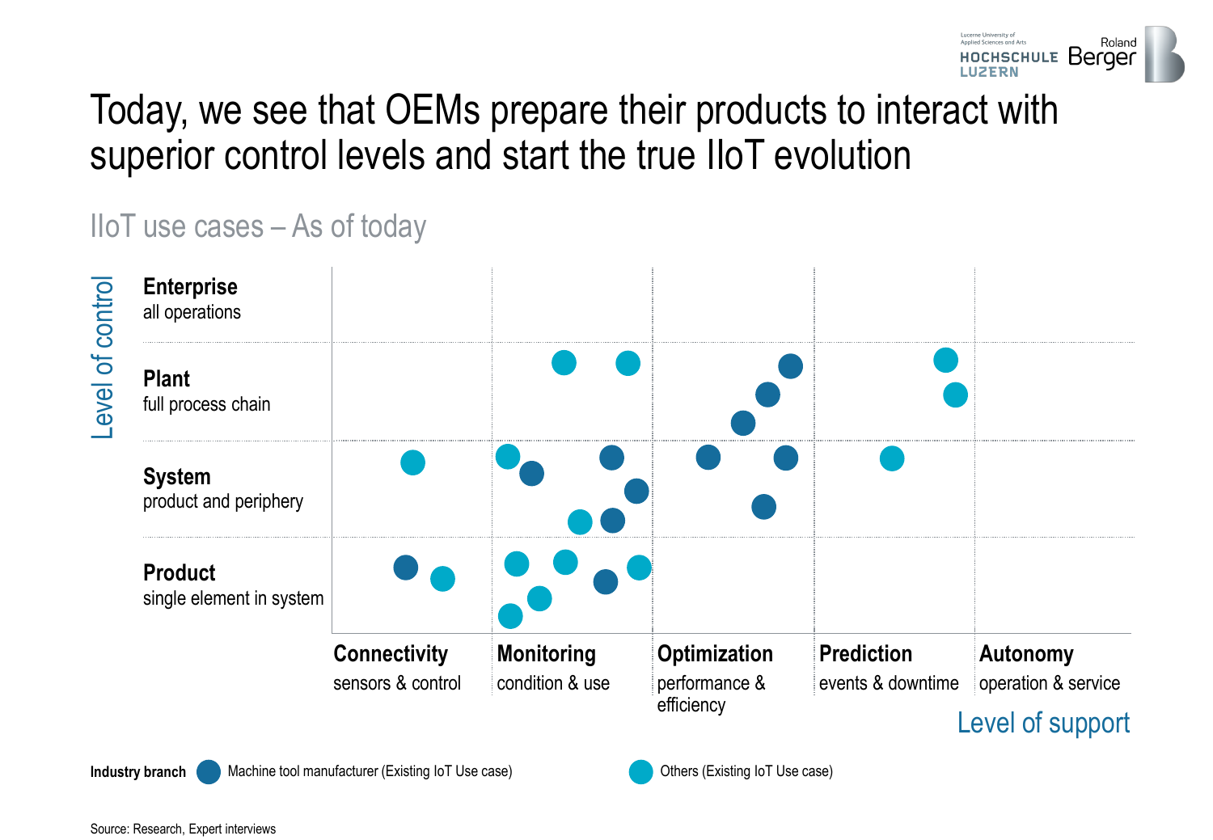# Today, we see that OEMs prepare their products to interact with superior control levels and start the true IIoT evolution

## IIoT use cases – As of today

Level of control

**Enterprise**
all operations

**Plant**
full process chain

**System**
product and periphery

**Product**
single element in system

**Connectivity**
sensors & control

**Monitoring**
condition & use

**Optimization**
performance & efficiency

**Prediction**
events & downtime

**Autonomy**
operation & service

Level of support

**Industry branch** ● Machine tool manufacturer (Existing IoT Use case) ● Others (Existing IoT Use case)

Source: Research, Expert interviews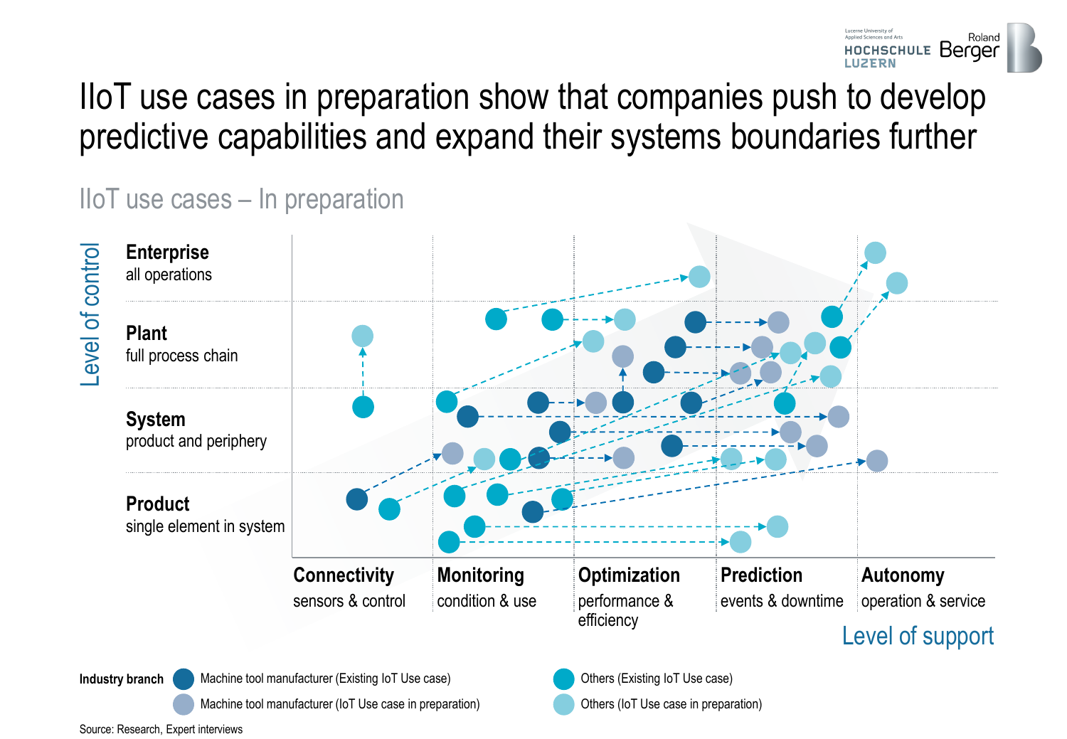# IIoT use cases in preparation show that companies push to develop predictive capabilities and expand their systems boundaries further

## IIoT use cases – In preparation

Level of control

**Enterprise**
all operations

**Plant**
full process chain

**System**
product and periphery

**Product**
single element in system

**Connectivity**
sensors & control

**Monitoring**
condition & use

**Optimization**
performance & efficiency

**Prediction**
events & downtime

**Autonomy**
operation & service

Level of support

**Industry branch**

- Machine tool manufacturer (Existing IoT Use case)
- Machine tool manufacturer (IoT Use case in preparation)
- Others (Existing IoT Use case)
- Others (IoT Use case in preparation)

Source: Research, Expert interviews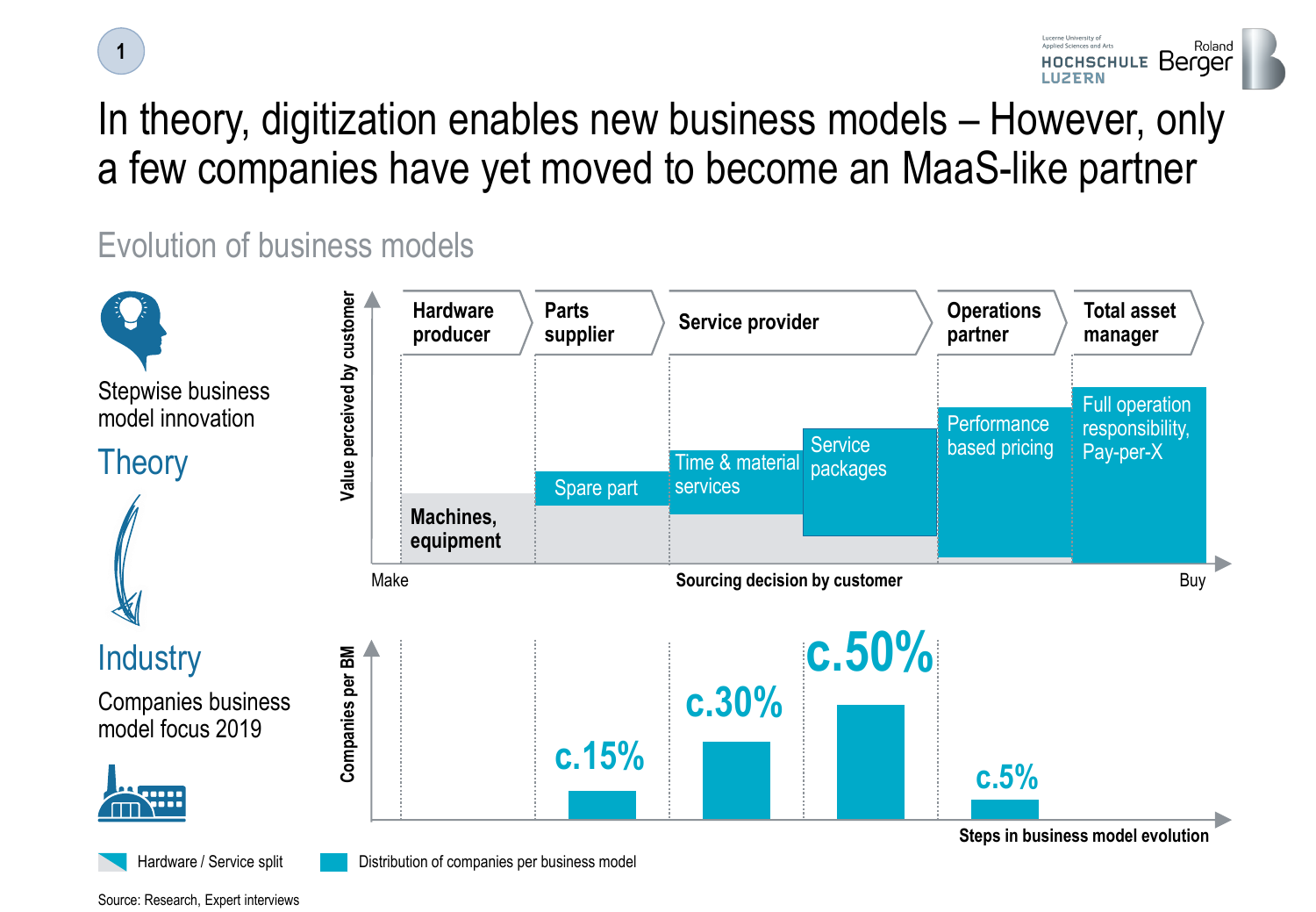# In theory, digitization enables new business models – However, only a few companies have yet moved to become an MaaS-like partner

## Evolution of business models

Stepwise business model innovation

**Theory**

**Industry**

Companies business model focus 2019

| | Hardware producer | Parts supplier | Service provider | | Operations partner | Total asset manager |
|---|---|---|---|---|---|---|
| Value perceived by customer | Machines, equipment | Spare part | Time & material services | Service packages | Performance based pricing | Full operation responsibility, Pay-per-X |
| Companies per BM | | c.15% | c.30% | c.50% | c.5% | |

Sourcing decision by customer: Make → Buy

Steps in business model evolution

Hardware / Service split

Distribution of companies per business model

Source: Research, Expert interviews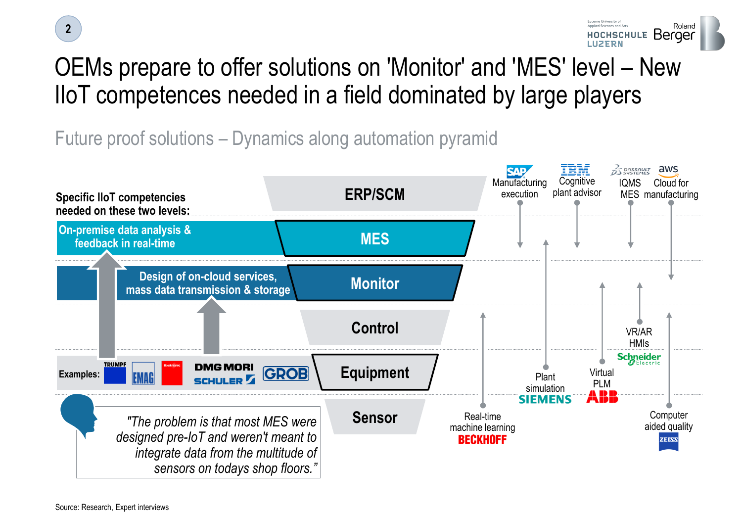# OEMs prepare to offer solutions on 'Monitor' and 'MES' level – New IIoT competences needed in a field dominated by large players

## Future proof solutions – Dynamics along automation pyramid

**Specific IIoT competencies needed on these two levels:**

- On-premise data analysis & feedback in real-time
- Design of on-cloud services, mass data transmission & storage

Automation pyramid levels:

- ERP/SCM
- MES
- Monitor
- Control
- Equipment
- Sensor

Examples: TRUMPF, EMAG, Bystronic, DMG MORI, SCHULER, GROB

Solutions along the pyramid:

- SAP – Manufacturing execution
- IBM – Cognitive plant advisor
- Dassault Systèmes – IQMS MES
- aws – Cloud for manufacturing
- Beckhoff – Real-time machine learning
- Siemens – Plant simulation
- ABB – Virtual PLM
- Schneider Electric – VR/AR HMIs
- Zeiss – Computer aided quality

*"The problem is that most MES were designed pre-IoT and weren't meant to integrate data from the multitude of sensors on todays shop floors."*

Source: Research, Expert interviews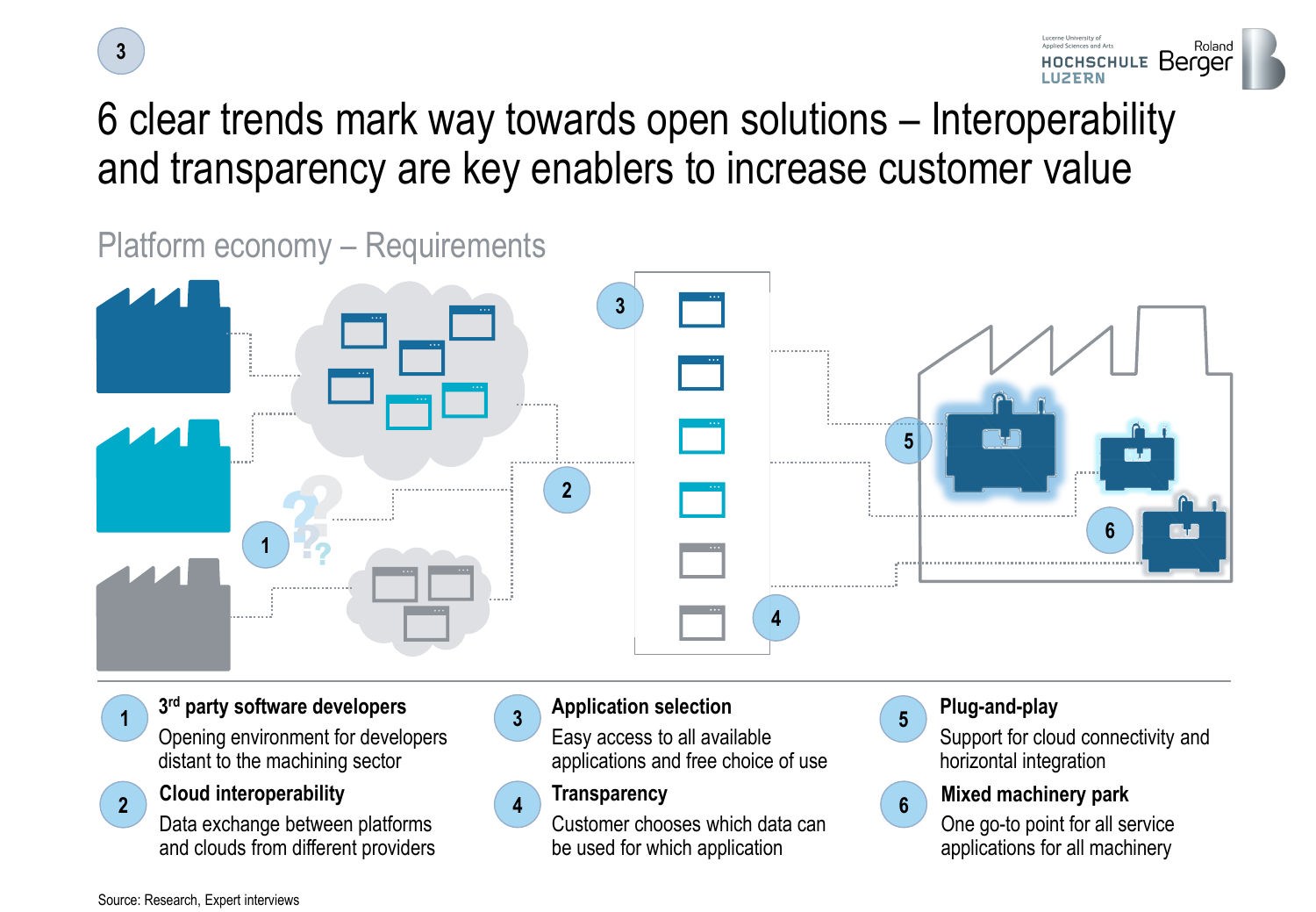# 6 clear trends mark way towards open solutions – Interoperability and transparency are key enablers to increase customer value

## Platform economy – Requirements

1. **3rd party software developers**
   Opening environment for developers distant to the machining sector
2. **Cloud interoperability**
   Data exchange between platforms and clouds from different providers
3. **Application selection**
   Easy access to all available applications and free choice of use
4. **Transparency**
   Customer chooses which data can be used for which application
5. **Plug-and-play**
   Support for cloud connectivity and horizontal integration
6. **Mixed machinery park**
   One go-to point for all service applications for all machinery

Source: Research, Expert interviews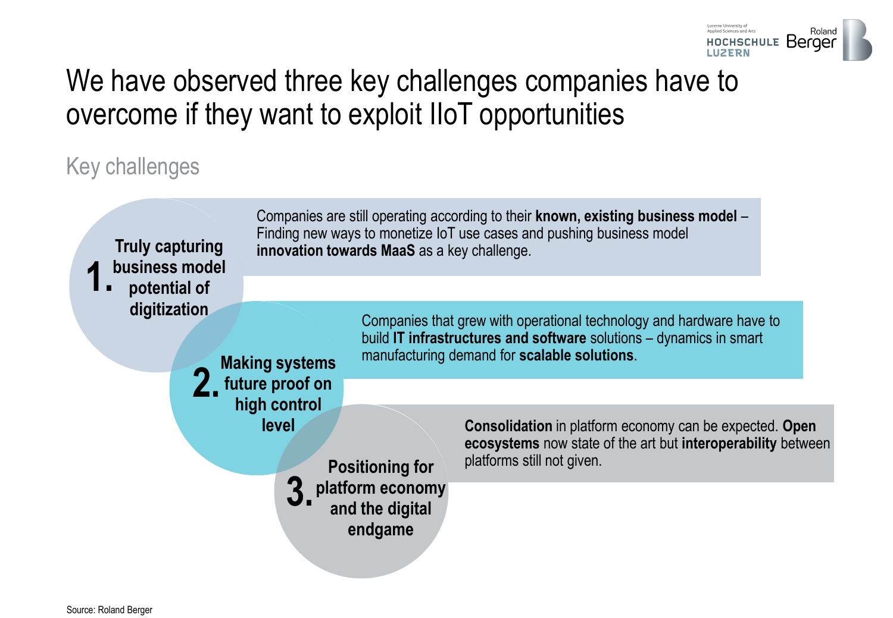# We have observed three key challenges companies have to overcome if they want to exploit IIoT opportunities

## Key challenges

**1. Truly capturing business model potential of digitization**

Companies are still operating according to their **known, existing business model** – Finding new ways to monetize IoT use cases and pushing business model **innovation towards MaaS** as a key challenge.

**2. Making systems future proof on high control level**

Companies that grew with operational technology and hardware have to build **IT infrastructures and software** solutions – dynamics in smart manufacturing demand for **scalable solutions**.

**3. Positioning for platform economy and the digital endgame**

**Consolidation** in platform economy can be expected. **Open ecosystems** now state of the art but **interoperability** between platforms still not given.

Source: Roland Berger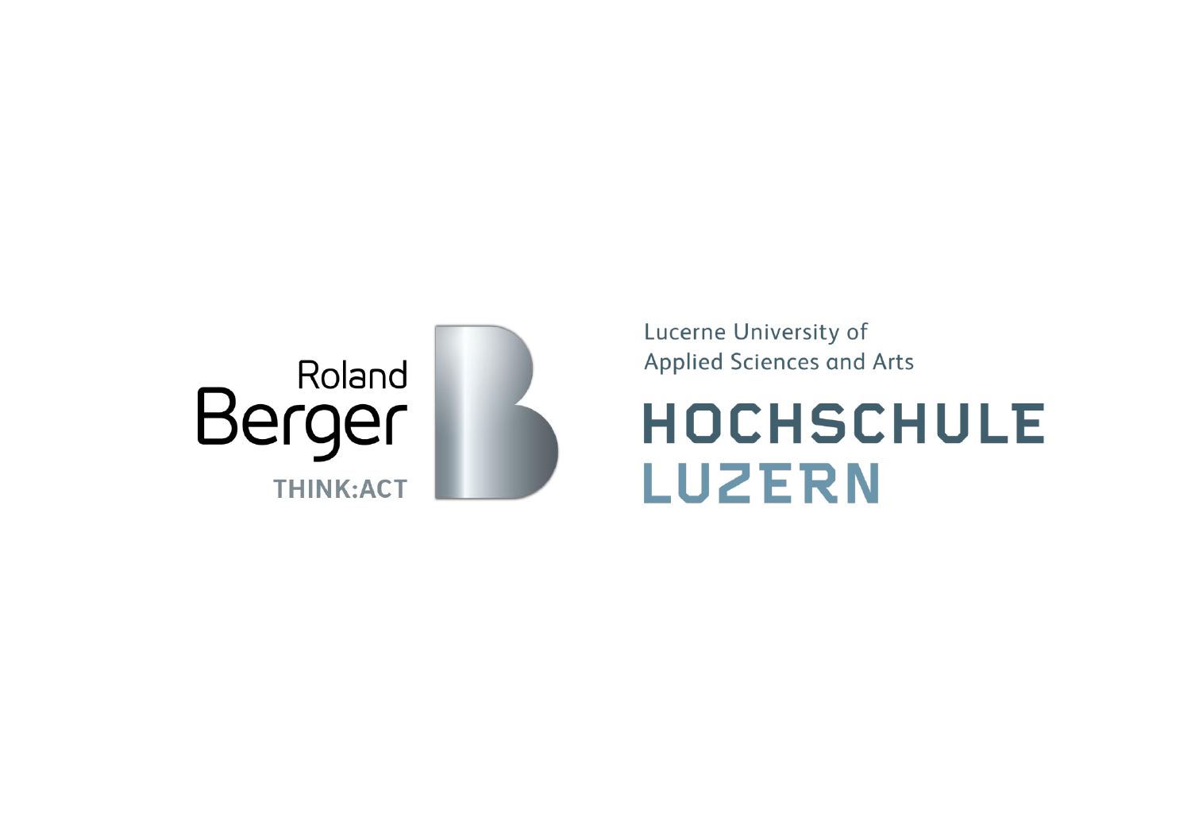Roland Berger

THINK:ACT

Lucerne University of Applied Sciences and Arts

HOCHSCHULE LUZERN